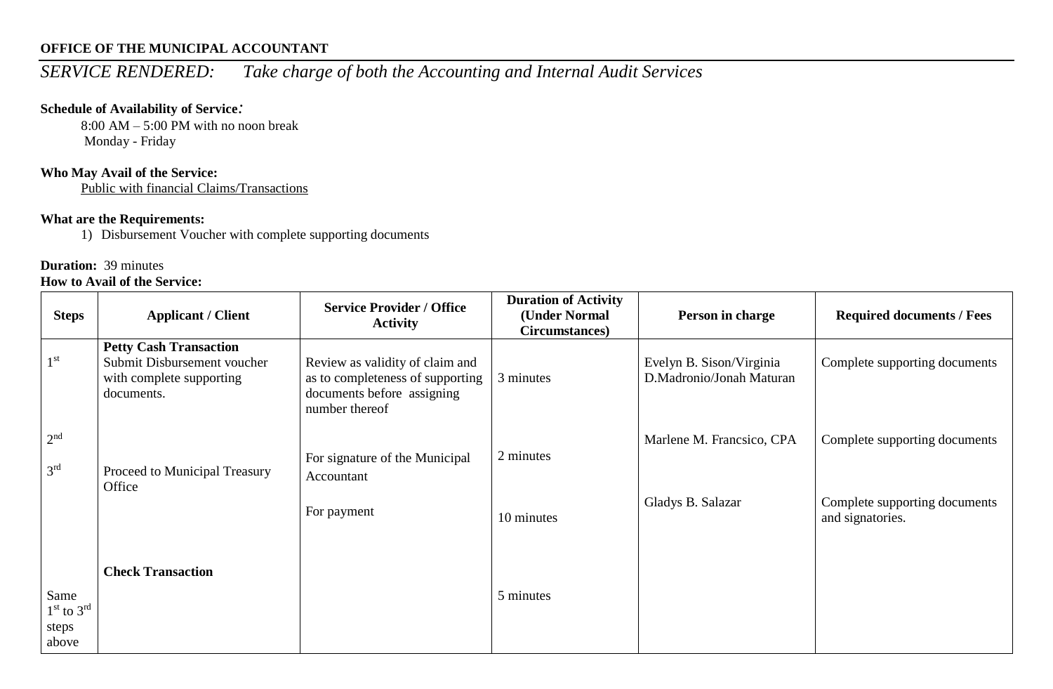**OFFICE OF THE MUNICIPAL ACCOUNTANT**

*SERVICE RENDERED: Take charge of both the Accounting and Internal Audit Services*

**Schedule of Availability of Service:**

8:00 AM – 5:00 PM with no noon break
Monday - Friday

**Who May Avail of the Service:**

Public with financial Claims/Transactions

**What are the Requirements:**

1) Disbursement Voucher with complete supporting documents

**Duration:** 39 minutes

**How to Avail of the Service:**

| Steps | Applicant / Client | Service Provider / Office Activity | Duration of Activity (Under Normal Circumstances) | Person in charge | Required documents / Fees |
|---|---|---|---|---|---|
| 1st | **Petty Cash Transaction** Submit Disbursement voucher with complete supporting documents. | Review as validity of claim and as to completeness of supporting documents before assigning number thereof | 3 minutes | Evelyn B. Sison/Virginia D.Madronio/Jonah Maturan | Complete supporting documents |
| 2nd | | For signature of the Municipal Accountant | 2 minutes | Marlene M. Francsico, CPA | Complete supporting documents |
| 3rd | Proceed to Municipal Treasury Office | For payment | 10 minutes | Gladys B. Salazar | Complete supporting documents and signatories. |
| | **Check Transaction** | | | | |
| Same 1st to 3rd steps above | | | 5 minutes | | |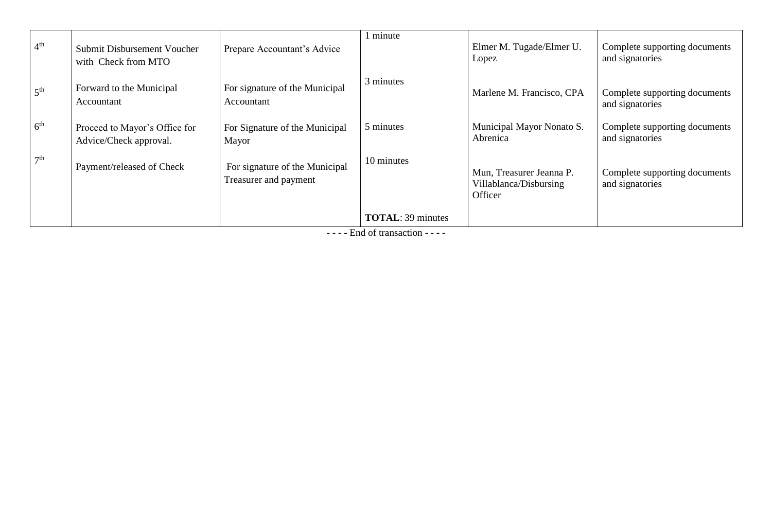| | | | | | |
|---|---|---|---|---|---|
| 4th | Submit Disbursement Voucher with Check from MTO | Prepare Accountant's Advice | 1 minute | Elmer M. Tugade/Elmer U. Lopez | Complete supporting documents and signatories |
| 5th | Forward to the Municipal Accountant | For signature of the Municipal Accountant | 3 minutes | Marlene M. Francisco, CPA | Complete supporting documents and signatories |
| 6th | Proceed to Mayor's Office for Advice/Check approval. | For Signature of the Municipal Mayor | 5 minutes | Municipal Mayor Nonato S. Abrenica | Complete supporting documents and signatories |
| 7th | Payment/released of Check | For signature of the Municipal Treasurer and payment | 10 minutes | Mun, Treasurer Jeanna P. Villablanca/Disbursing Officer | Complete supporting documents and signatories |
| | | | **TOTAL**: 39 minutes | | |

- - - - End of transaction - - - -